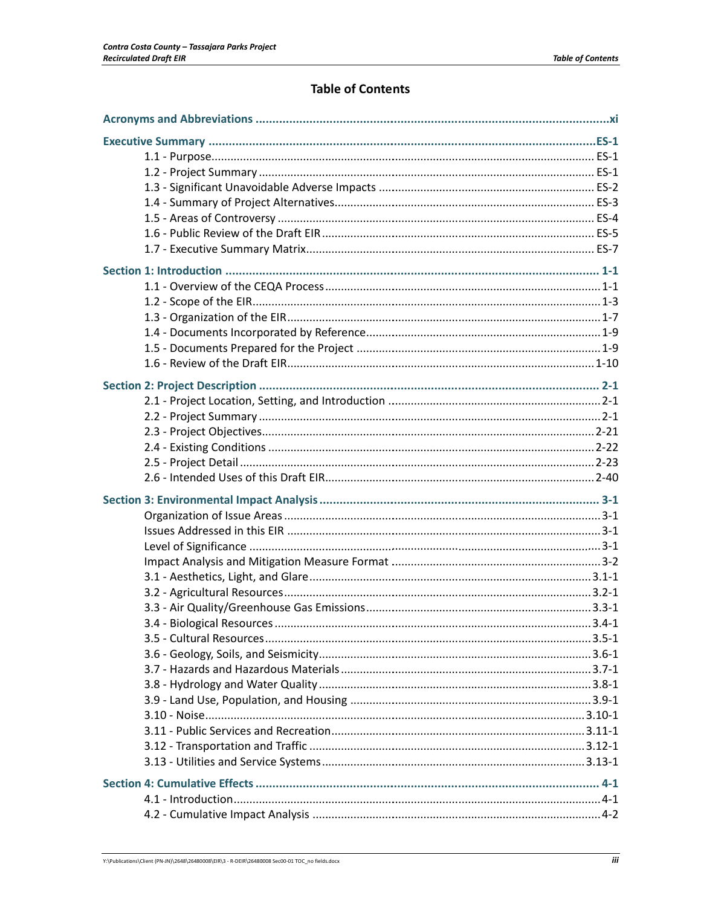# Table of Contents

**Acronyms and Abbreviations** ..... xi

**Executive Summary** ..... ES-1

- 1.1 - Purpose ..... ES-1
- 1.2 - Project Summary ..... ES-1
- 1.3 - Significant Unavoidable Adverse Impacts ..... ES-2
- 1.4 - Summary of Project Alternatives ..... ES-3
- 1.5 - Areas of Controversy ..... ES-4
- 1.6 - Public Review of the Draft EIR ..... ES-5
- 1.7 - Executive Summary Matrix ..... ES-7

**Section 1: Introduction** ..... 1-1

- 1.1 - Overview of the CEQA Process ..... 1-1
- 1.2 - Scope of the EIR ..... 1-3
- 1.3 - Organization of the EIR ..... 1-7
- 1.4 - Documents Incorporated by Reference ..... 1-9
- 1.5 - Documents Prepared for the Project ..... 1-9
- 1.6 - Review of the Draft EIR ..... 1-10

**Section 2: Project Description** ..... 2-1

- 2.1 - Project Location, Setting, and Introduction ..... 2-1
- 2.2 - Project Summary ..... 2-1
- 2.3 - Project Objectives ..... 2-21
- 2.4 - Existing Conditions ..... 2-22
- 2.5 - Project Detail ..... 2-23
- 2.6 - Intended Uses of this Draft EIR ..... 2-40

**Section 3: Environmental Impact Analysis** ..... 3-1

- Organization of Issue Areas ..... 3-1
- Issues Addressed in this EIR ..... 3-1
- Level of Significance ..... 3-1
- Impact Analysis and Mitigation Measure Format ..... 3-2
- 3.1 - Aesthetics, Light, and Glare ..... 3.1-1
- 3.2 - Agricultural Resources ..... 3.2-1
- 3.3 - Air Quality/Greenhouse Gas Emissions ..... 3.3-1
- 3.4 - Biological Resources ..... 3.4-1
- 3.5 - Cultural Resources ..... 3.5-1
- 3.6 - Geology, Soils, and Seismicity ..... 3.6-1
- 3.7 - Hazards and Hazardous Materials ..... 3.7-1
- 3.8 - Hydrology and Water Quality ..... 3.8-1
- 3.9 - Land Use, Population, and Housing ..... 3.9-1
- 3.10 - Noise ..... 3.10-1
- 3.11 - Public Services and Recreation ..... 3.11-1
- 3.12 - Transportation and Traffic ..... 3.12-1
- 3.13 - Utilities and Service Systems ..... 3.13-1

**Section 4: Cumulative Effects** ..... 4-1

- 4.1 - Introduction ..... 4-1
- 4.2 - Cumulative Impact Analysis ..... 4-2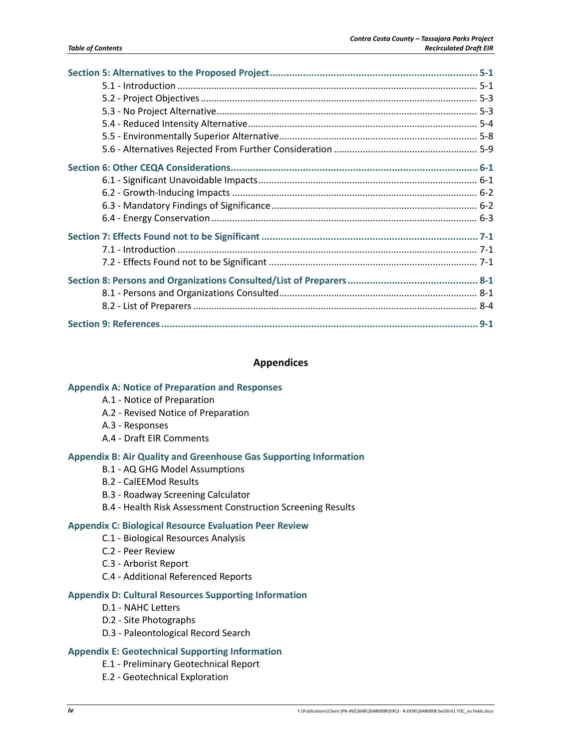**Section 5: Alternatives to the Proposed Project** ........ 5-1
- 5.1 - Introduction ........ 5-1
- 5.2 - Project Objectives ........ 5-3
- 5.3 - No Project Alternative ........ 5-3
- 5.4 - Reduced Intensity Alternative ........ 5-4
- 5.5 - Environmentally Superior Alternative ........ 5-8
- 5.6 - Alternatives Rejected From Further Consideration ........ 5-9

**Section 6: Other CEQA Considerations** ........ 6-1
- 6.1 - Significant Unavoidable Impacts ........ 6-1
- 6.2 - Growth-Inducing Impacts ........ 6-2
- 6.3 - Mandatory Findings of Significance ........ 6-2
- 6.4 - Energy Conservation ........ 6-3

**Section 7: Effects Found not to be Significant** ........ 7-1
- 7.1 - Introduction ........ 7-1
- 7.2 - Effects Found not to be Significant ........ 7-1

**Section 8: Persons and Organizations Consulted/List of Preparers** ........ 8-1
- 8.1 - Persons and Organizations Consulted ........ 8-1
- 8.2 - List of Preparers ........ 8-4

**Section 9: References** ........ 9-1

## Appendices

**Appendix A: Notice of Preparation and Responses**
- A.1 - Notice of Preparation
- A.2 - Revised Notice of Preparation
- A.3 - Responses
- A.4 - Draft EIR Comments

**Appendix B: Air Quality and Greenhouse Gas Supporting Information**
- B.1 - AQ GHG Model Assumptions
- B.2 - CalEEMod Results
- B.3 - Roadway Screening Calculator
- B.4 - Health Risk Assessment Construction Screening Results

**Appendix C: Biological Resource Evaluation Peer Review**
- C.1 - Biological Resources Analysis
- C.2 - Peer Review
- C.3 - Arborist Report
- C.4 - Additional Referenced Reports

**Appendix D: Cultural Resources Supporting Information**
- D.1 - NAHC Letters
- D.2 - Site Photographs
- D.3 - Paleontological Record Search

**Appendix E: Geotechnical Supporting Information**
- E.1 - Preliminary Geotechnical Report
- E.2 - Geotechnical Exploration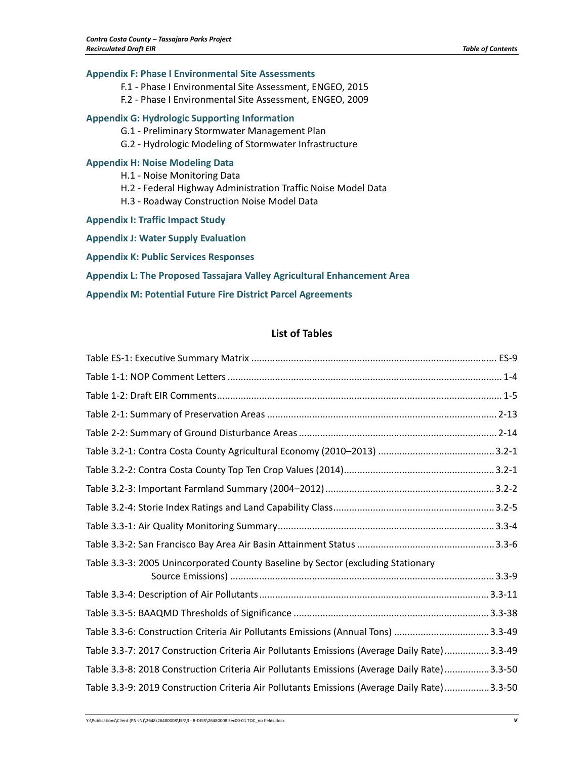**Appendix F: Phase I Environmental Site Assessments**

- F.1 - Phase I Environmental Site Assessment, ENGEO, 2015
- F.2 - Phase I Environmental Site Assessment, ENGEO, 2009

**Appendix G: Hydrologic Supporting Information**

- G.1 - Preliminary Stormwater Management Plan
- G.2 - Hydrologic Modeling of Stormwater Infrastructure

**Appendix H: Noise Modeling Data**

- H.1 - Noise Monitoring Data
- H.2 - Federal Highway Administration Traffic Noise Model Data
- H.3 - Roadway Construction Noise Model Data

**Appendix I: Traffic Impact Study**

**Appendix J: Water Supply Evaluation**

**Appendix K: Public Services Responses**

**Appendix L: The Proposed Tassajara Valley Agricultural Enhancement Area**

**Appendix M: Potential Future Fire District Parcel Agreements**

## List of Tables

Table ES-1: Executive Summary Matrix ........................................................ ES-9

Table 1-1: NOP Comment Letters ........................................................ 1-4

Table 1-2: Draft EIR Comments ........................................................ 1-5

Table 2-1: Summary of Preservation Areas ........................................................ 2-13

Table 2-2: Summary of Ground Disturbance Areas ........................................................ 2-14

Table 3.2-1: Contra Costa County Agricultural Economy (2010–2013) ........................................................ 3.2-1

Table 3.2-2: Contra Costa County Top Ten Crop Values (2014) ........................................................ 3.2-1

Table 3.2-3: Important Farmland Summary (2004–2012) ........................................................ 3.2-2

Table 3.2-4: Storie Index Ratings and Land Capability Class ........................................................ 3.2-5

Table 3.3-1: Air Quality Monitoring Summary ........................................................ 3.3-4

Table 3.3-2: San Francisco Bay Area Air Basin Attainment Status ........................................................ 3.3-6

Table 3.3-3: 2005 Unincorporated County Baseline by Sector (excluding Stationary Source Emissions) ........................................................ 3.3-9

Table 3.3-4: Description of Air Pollutants ........................................................ 3.3-11

Table 3.3-5: BAAQMD Thresholds of Significance ........................................................ 3.3-38

Table 3.3-6: Construction Criteria Air Pollutants Emissions (Annual Tons) ........................................................ 3.3-49

Table 3.3-7: 2017 Construction Criteria Air Pollutants Emissions (Average Daily Rate) ........................................................ 3.3-49

Table 3.3-8: 2018 Construction Criteria Air Pollutants Emissions (Average Daily Rate) ........................................................ 3.3-50

Table 3.3-9: 2019 Construction Criteria Air Pollutants Emissions (Average Daily Rate) ........................................................ 3.3-50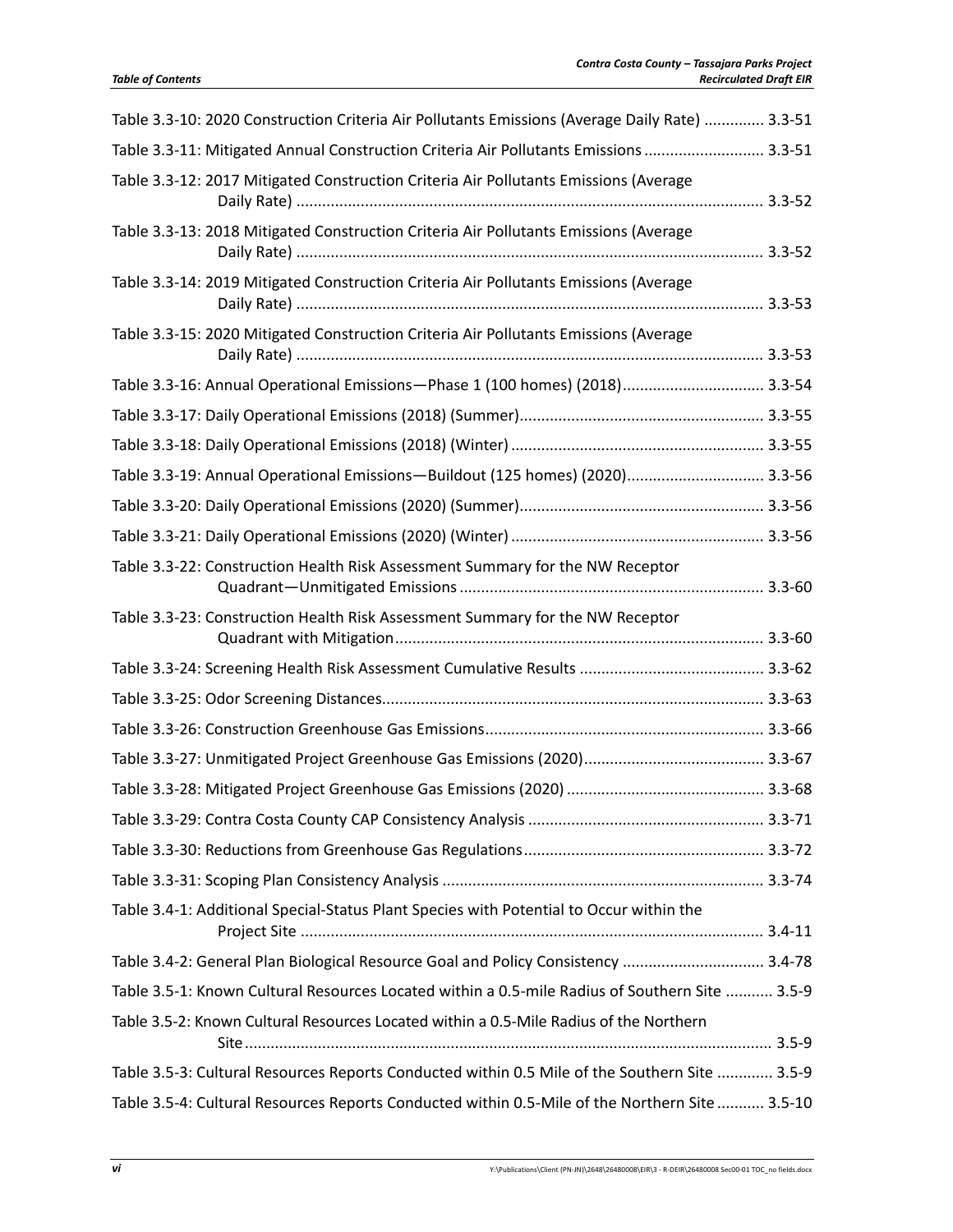Table 3.3-10: 2020 Construction Criteria Air Pollutants Emissions (Average Daily Rate) ............. 3.3-51

Table 3.3-11: Mitigated Annual Construction Criteria Air Pollutants Emissions ........................... 3.3-51

Table 3.3-12: 2017 Mitigated Construction Criteria Air Pollutants Emissions (Average Daily Rate) ........................................................................................................... 3.3-52

Table 3.3-13: 2018 Mitigated Construction Criteria Air Pollutants Emissions (Average Daily Rate) ........................................................................................................... 3.3-52

Table 3.3-14: 2019 Mitigated Construction Criteria Air Pollutants Emissions (Average Daily Rate) ........................................................................................................... 3.3-53

Table 3.3-15: 2020 Mitigated Construction Criteria Air Pollutants Emissions (Average Daily Rate) ........................................................................................................... 3.3-53

Table 3.3-16: Annual Operational Emissions—Phase 1 (100 homes) (2018)................................ 3.3-54

Table 3.3-17: Daily Operational Emissions (2018) (Summer)........................................................ 3.3-55

Table 3.3-18: Daily Operational Emissions (2018) (Winter).......................................................... 3.3-55

Table 3.3-19: Annual Operational Emissions—Buildout (125 homes) (2020)............................... 3.3-56

Table 3.3-20: Daily Operational Emissions (2020) (Summer)........................................................ 3.3-56

Table 3.3-21: Daily Operational Emissions (2020) (Winter).......................................................... 3.3-56

Table 3.3-22: Construction Health Risk Assessment Summary for the NW Receptor Quadrant—Unmitigated Emissions...................................................................... 3.3-60

Table 3.3-23: Construction Health Risk Assessment Summary for the NW Receptor Quadrant with Mitigation..................................................................................... 3.3-60

Table 3.3-24: Screening Health Risk Assessment Cumulative Results .......................................... 3.3-62

Table 3.3-25: Odor Screening Distances....................................................................................... 3.3-63

Table 3.3-26: Construction Greenhouse Gas Emissions................................................................ 3.3-66

Table 3.3-27: Unmitigated Project Greenhouse Gas Emissions (2020)......................................... 3.3-67

Table 3.3-28: Mitigated Project Greenhouse Gas Emissions (2020)............................................. 3.3-68

Table 3.3-29: Contra Costa County CAP Consistency Analysis ...................................................... 3.3-71

Table 3.3-30: Reductions from Greenhouse Gas Regulations....................................................... 3.3-72

Table 3.3-31: Scoping Plan Consistency Analysis .......................................................................... 3.3-74

Table 3.4-1: Additional Special-Status Plant Species with Potential to Occur within the Project Site .......................................................................................................... 3.4-11

Table 3.4-2: General Plan Biological Resource Goal and Policy Consistency ................................ 3.4-78

Table 3.5-1: Known Cultural Resources Located within a 0.5-mile Radius of Southern Site ........... 3.5-9

Table 3.5-2: Known Cultural Resources Located within a 0.5-Mile Radius of the Northern Site.......................................................................................................................... 3.5-9

Table 3.5-3: Cultural Resources Reports Conducted within 0.5 Mile of the Southern Site ............. 3.5-9

Table 3.5-4: Cultural Resources Reports Conducted within 0.5-Mile of the Northern Site ........... 3.5-10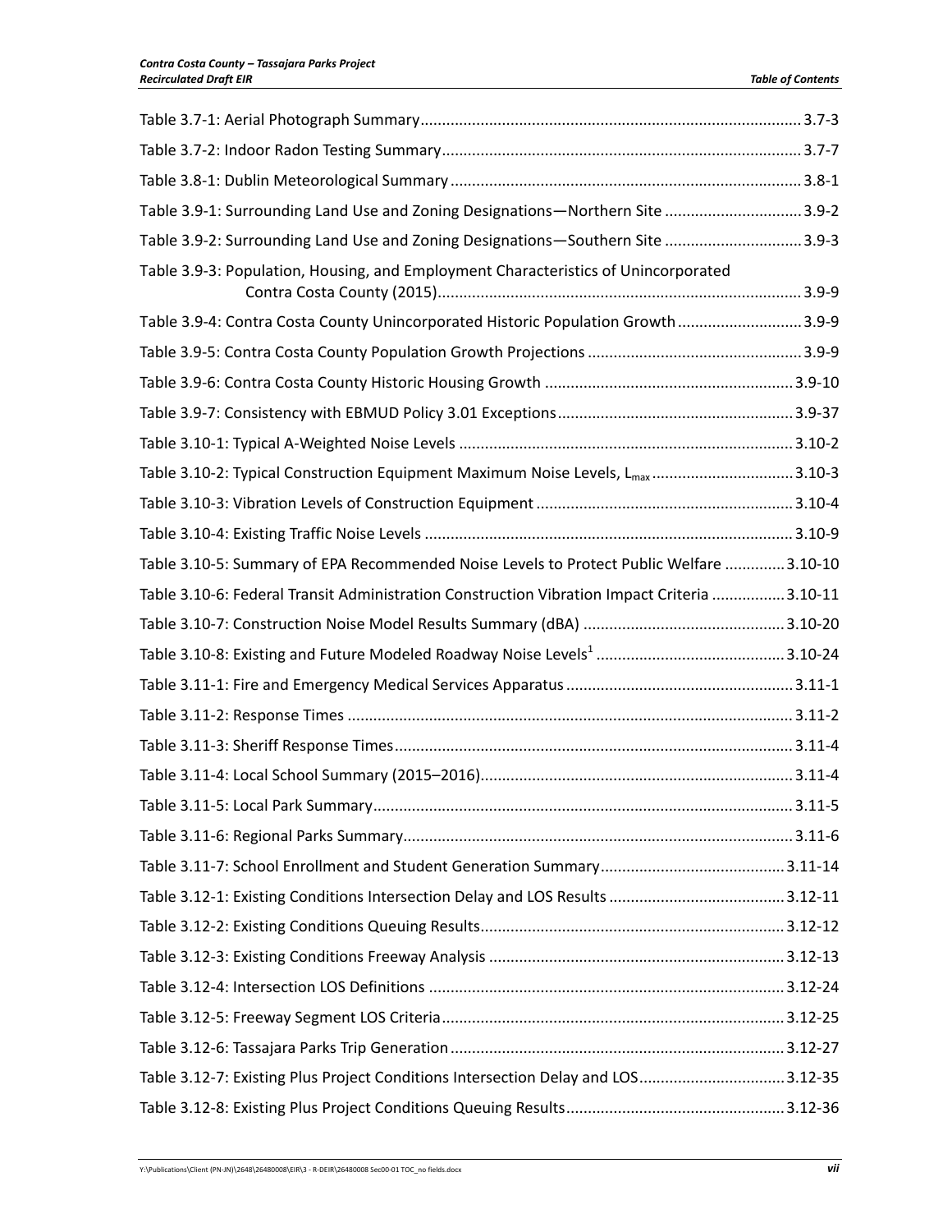| | |
|---|---|
| Table 3.7-1: Aerial Photograph Summary | 3.7-3 |
| Table 3.7-2: Indoor Radon Testing Summary | 3.7-7 |
| Table 3.8-1: Dublin Meteorological Summary | 3.8-1 |
| Table 3.9-1: Surrounding Land Use and Zoning Designations—Northern Site | 3.9-2 |
| Table 3.9-2: Surrounding Land Use and Zoning Designations—Southern Site | 3.9-3 |
| Table 3.9-3: Population, Housing, and Employment Characteristics of Unincorporated Contra Costa County (2015) | 3.9-9 |
| Table 3.9-4: Contra Costa County Unincorporated Historic Population Growth | 3.9-9 |
| Table 3.9-5: Contra Costa County Population Growth Projections | 3.9-9 |
| Table 3.9-6: Contra Costa County Historic Housing Growth | 3.9-10 |
| Table 3.9-7: Consistency with EBMUD Policy 3.01 Exceptions | 3.9-37 |
| Table 3.10-1: Typical A-Weighted Noise Levels | 3.10-2 |
| Table 3.10-2: Typical Construction Equipment Maximum Noise Levels, $L_{max}$ | 3.10-3 |
| Table 3.10-3: Vibration Levels of Construction Equipment | 3.10-4 |
| Table 3.10-4: Existing Traffic Noise Levels | 3.10-9 |
| Table 3.10-5: Summary of EPA Recommended Noise Levels to Protect Public Welfare | 3.10-10 |
| Table 3.10-6: Federal Transit Administration Construction Vibration Impact Criteria | 3.10-11 |
| Table 3.10-7: Construction Noise Model Results Summary (dBA) | 3.10-20 |
| Table 3.10-8: Existing and Future Modeled Roadway Noise Levels[1] | 3.10-24 |
| Table 3.11-1: Fire and Emergency Medical Services Apparatus | 3.11-1 |
| Table 3.11-2: Response Times | 3.11-2 |
| Table 3.11-3: Sheriff Response Times | 3.11-4 |
| Table 3.11-4: Local School Summary (2015–2016) | 3.11-4 |
| Table 3.11-5: Local Park Summary | 3.11-5 |
| Table 3.11-6: Regional Parks Summary | 3.11-6 |
| Table 3.11-7: School Enrollment and Student Generation Summary | 3.11-14 |
| Table 3.12-1: Existing Conditions Intersection Delay and LOS Results | 3.12-11 |
| Table 3.12-2: Existing Conditions Queuing Results | 3.12-12 |
| Table 3.12-3: Existing Conditions Freeway Analysis | 3.12-13 |
| Table 3.12-4: Intersection LOS Definitions | 3.12-24 |
| Table 3.12-5: Freeway Segment LOS Criteria | 3.12-25 |
| Table 3.12-6: Tassajara Parks Trip Generation | 3.12-27 |
| Table 3.12-7: Existing Plus Project Conditions Intersection Delay and LOS | 3.12-35 |
| Table 3.12-8: Existing Plus Project Conditions Queuing Results | 3.12-36 |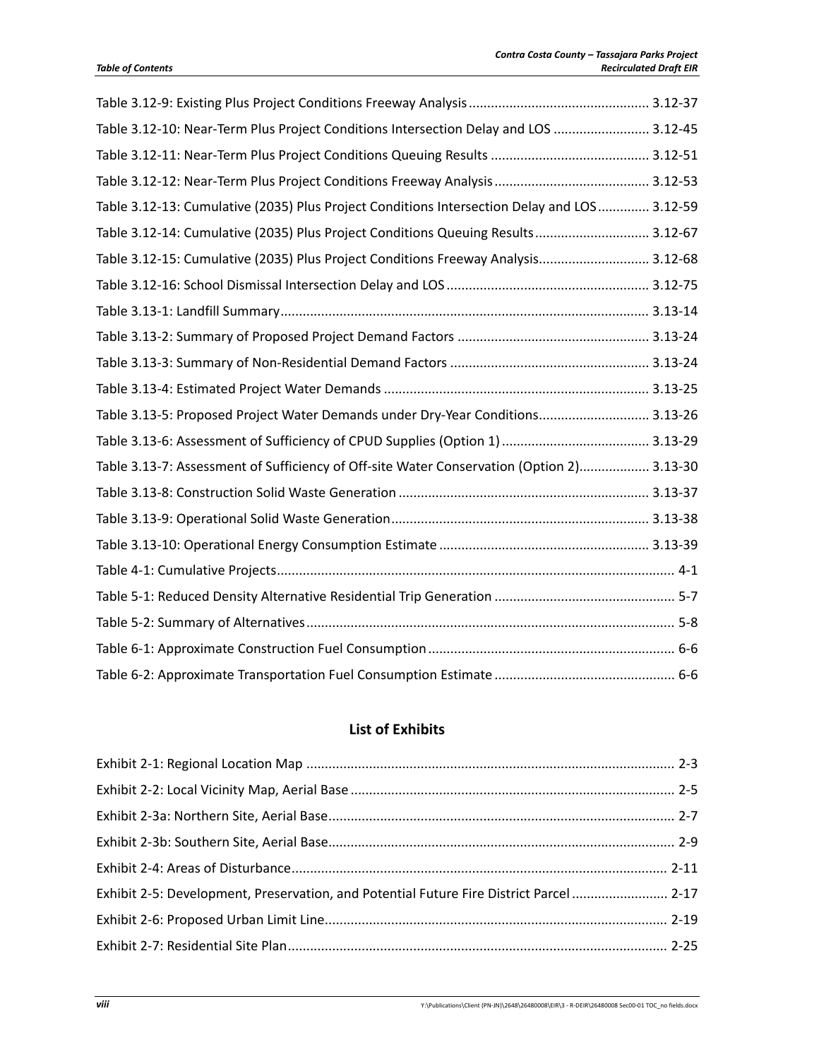Table 3.12-9: Existing Plus Project Conditions Freeway Analysis ................................................ 3.12-37
Table 3.12-10: Near-Term Plus Project Conditions Intersection Delay and LOS ......................... 3.12-45
Table 3.12-11: Near-Term Plus Project Conditions Queuing Results .......................................... 3.12-51
Table 3.12-12: Near-Term Plus Project Conditions Freeway Analysis .......................................... 3.12-53
Table 3.12-13: Cumulative (2035) Plus Project Conditions Intersection Delay and LOS ............. 3.12-59
Table 3.12-14: Cumulative (2035) Plus Project Conditions Queuing Results .............................. 3.12-67
Table 3.12-15: Cumulative (2035) Plus Project Conditions Freeway Analysis............................. 3.12-68
Table 3.12-16: School Dismissal Intersection Delay and LOS ...................................................... 3.12-75
Table 3.13-1: Landfill Summary................................................................................................... 3.13-14
Table 3.13-2: Summary of Proposed Project Demand Factors ................................................... 3.13-24
Table 3.13-3: Summary of Non-Residential Demand Factors ..................................................... 3.13-24
Table 3.13-4: Estimated Project Water Demands ....................................................................... 3.13-25
Table 3.13-5: Proposed Project Water Demands under Dry-Year Conditions............................. 3.13-26
Table 3.13-6: Assessment of Sufficiency of CPUD Supplies (Option 1) ........................................ 3.13-29
Table 3.13-7: Assessment of Sufficiency of Off-site Water Conservation (Option 2).................. 3.13-30
Table 3.13-8: Construction Solid Waste Generation ................................................................... 3.13-37
Table 3.13-9: Operational Solid Waste Generation..................................................................... 3.13-38
Table 3.13-10: Operational Energy Consumption Estimate ........................................................ 3.13-39
Table 4-1: Cumulative Projects........................................................................................................... 4-1
Table 5-1: Reduced Density Alternative Residential Trip Generation ................................................ 5-7
Table 5-2: Summary of Alternatives.................................................................................................. 5-8
Table 6-1: Approximate Construction Fuel Consumption .................................................................. 6-6
Table 6-2: Approximate Transportation Fuel Consumption Estimate ................................................ 6-6

## List of Exhibits

Exhibit 2-1: Regional Location Map ................................................................................................... 2-3
Exhibit 2-2: Local Vicinity Map, Aerial Base ....................................................................................... 2-5
Exhibit 2-3a: Northern Site, Aerial Base............................................................................................. 2-7
Exhibit 2-3b: Southern Site, Aerial Base............................................................................................. 2-9
Exhibit 2-4: Areas of Disturbance..................................................................................................... 2-11
Exhibit 2-5: Development, Preservation, and Potential Future Fire District Parcel .......................... 2-17
Exhibit 2-6: Proposed Urban Limit Line............................................................................................ 2-19
Exhibit 2-7: Residential Site Plan...................................................................................................... 2-25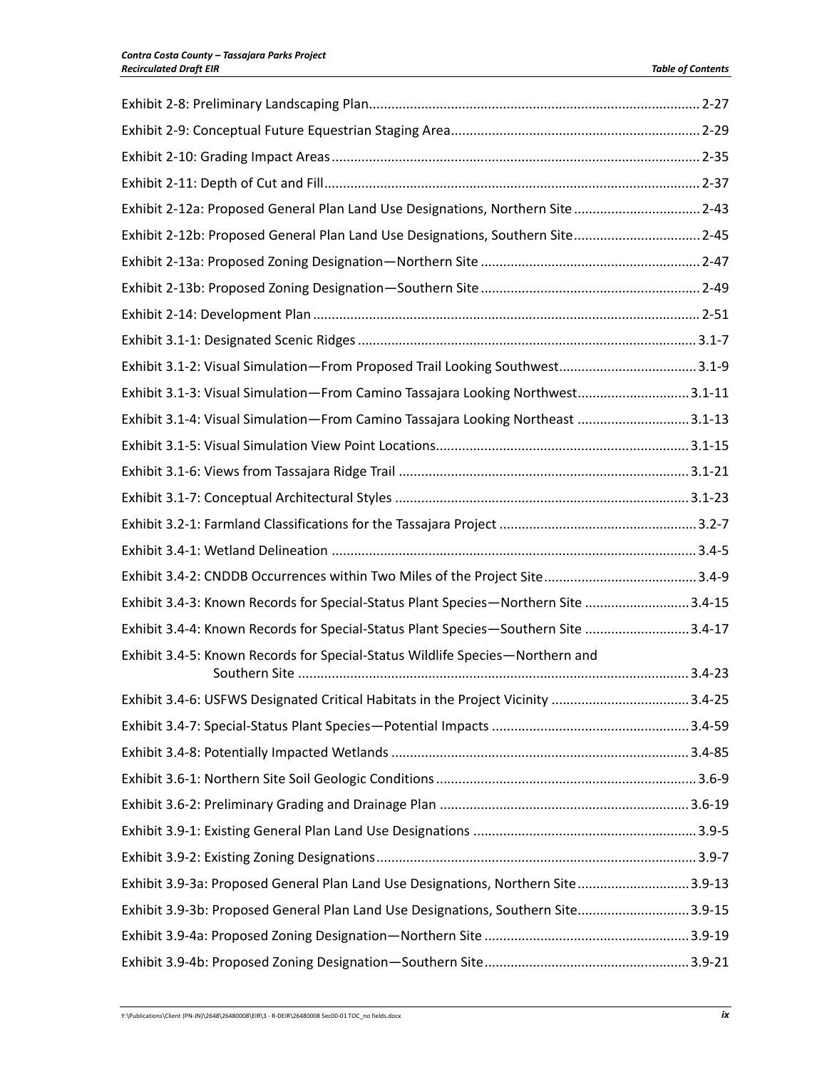Exhibit 2-8: Preliminary Landscaping Plan ........ 2-27

Exhibit 2-9: Conceptual Future Equestrian Staging Area ........ 2-29

Exhibit 2-10: Grading Impact Areas ........ 2-35

Exhibit 2-11: Depth of Cut and Fill ........ 2-37

Exhibit 2-12a: Proposed General Plan Land Use Designations, Northern Site ........ 2-43

Exhibit 2-12b: Proposed General Plan Land Use Designations, Southern Site ........ 2-45

Exhibit 2-13a: Proposed Zoning Designation—Northern Site ........ 2-47

Exhibit 2-13b: Proposed Zoning Designation—Southern Site ........ 2-49

Exhibit 2-14: Development Plan ........ 2-51

Exhibit 3.1-1: Designated Scenic Ridges ........ 3.1-7

Exhibit 3.1-2: Visual Simulation—From Proposed Trail Looking Southwest ........ 3.1-9

Exhibit 3.1-3: Visual Simulation—From Camino Tassajara Looking Northwest ........ 3.1-11

Exhibit 3.1-4: Visual Simulation—From Camino Tassajara Looking Northeast ........ 3.1-13

Exhibit 3.1-5: Visual Simulation View Point Locations ........ 3.1-15

Exhibit 3.1-6: Views from Tassajara Ridge Trail ........ 3.1-21

Exhibit 3.1-7: Conceptual Architectural Styles ........ 3.1-23

Exhibit 3.2-1: Farmland Classifications for the Tassajara Project ........ 3.2-7

Exhibit 3.4-1: Wetland Delineation ........ 3.4-5

Exhibit 3.4-2: CNDDB Occurrences within Two Miles of the Project Site ........ 3.4-9

Exhibit 3.4-3: Known Records for Special-Status Plant Species—Northern Site ........ 3.4-15

Exhibit 3.4-4: Known Records for Special-Status Plant Species—Southern Site ........ 3.4-17

Exhibit 3.4-5: Known Records for Special-Status Wildlife Species—Northern and Southern Site ........ 3.4-23

Exhibit 3.4-6: USFWS Designated Critical Habitats in the Project Vicinity ........ 3.4-25

Exhibit 3.4-7: Special-Status Plant Species—Potential Impacts ........ 3.4-59

Exhibit 3.4-8: Potentially Impacted Wetlands ........ 3.4-85

Exhibit 3.6-1: Northern Site Soil Geologic Conditions ........ 3.6-9

Exhibit 3.6-2: Preliminary Grading and Drainage Plan ........ 3.6-19

Exhibit 3.9-1: Existing General Plan Land Use Designations ........ 3.9-5

Exhibit 3.9-2: Existing Zoning Designations ........ 3.9-7

Exhibit 3.9-3a: Proposed General Plan Land Use Designations, Northern Site ........ 3.9-13

Exhibit 3.9-3b: Proposed General Plan Land Use Designations, Southern Site ........ 3.9-15

Exhibit 3.9-4a: Proposed Zoning Designation—Northern Site ........ 3.9-19

Exhibit 3.9-4b: Proposed Zoning Designation—Southern Site ........ 3.9-21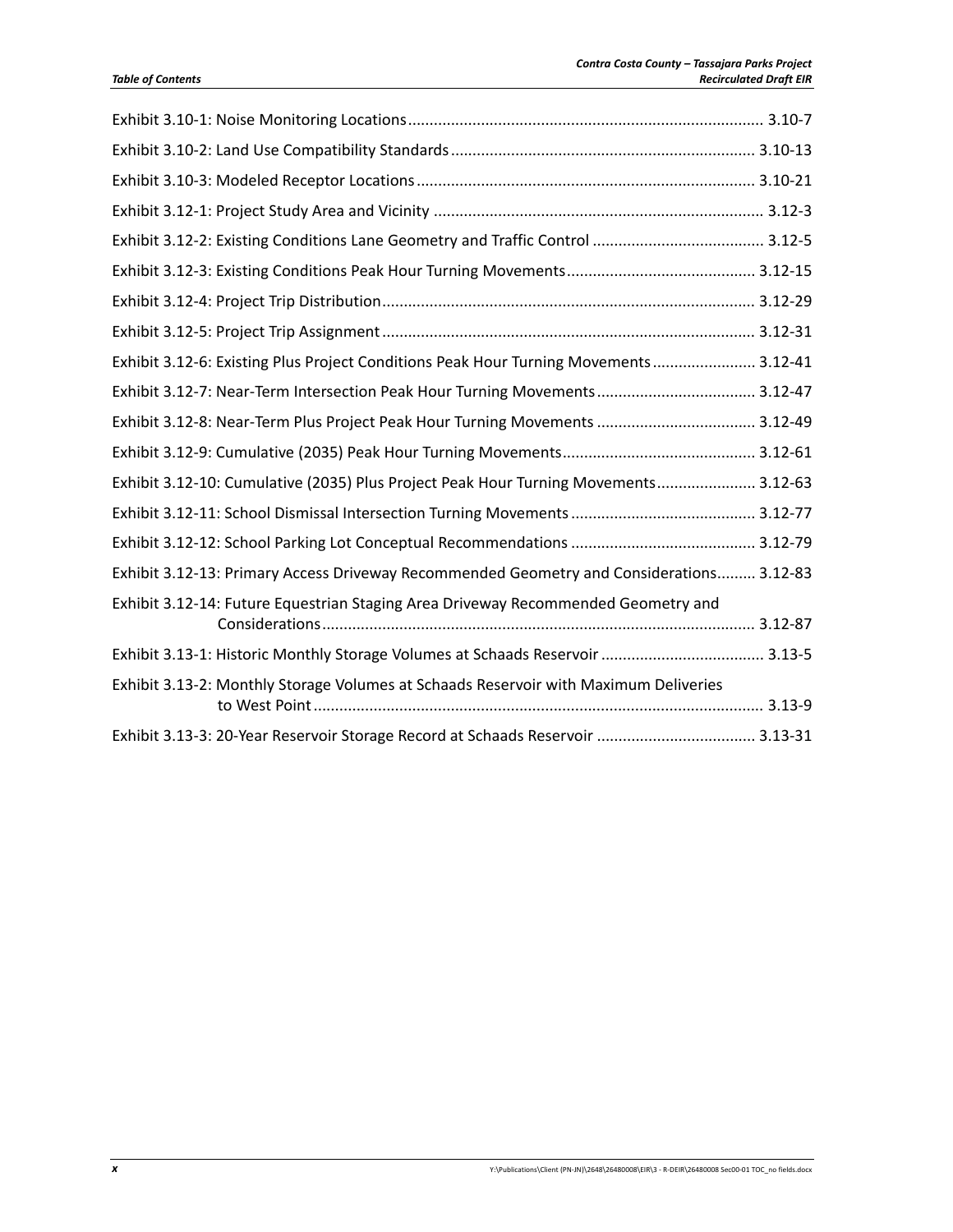Exhibit 3.10-1: Noise Monitoring Locations ........................................................................ 3.10-7

Exhibit 3.10-2: Land Use Compatibility Standards ........................................................................ 3.10-13

Exhibit 3.10-3: Modeled Receptor Locations ........................................................................ 3.10-21

Exhibit 3.12-1: Project Study Area and Vicinity ........................................................................ 3.12-3

Exhibit 3.12-2: Existing Conditions Lane Geometry and Traffic Control ........................................ 3.12-5

Exhibit 3.12-3: Existing Conditions Peak Hour Turning Movements ........................................ 3.12-15

Exhibit 3.12-4: Project Trip Distribution ........................................................................ 3.12-29

Exhibit 3.12-5: Project Trip Assignment ........................................................................ 3.12-31

Exhibit 3.12-6: Existing Plus Project Conditions Peak Hour Turning Movements ........................ 3.12-41

Exhibit 3.12-7: Near-Term Intersection Peak Hour Turning Movements ........................................ 3.12-47

Exhibit 3.12-8: Near-Term Plus Project Peak Hour Turning Movements ........................................ 3.12-49

Exhibit 3.12-9: Cumulative (2035) Peak Hour Turning Movements ........................................ 3.12-61

Exhibit 3.12-10: Cumulative (2035) Plus Project Peak Hour Turning Movements ........................ 3.12-63

Exhibit 3.12-11: School Dismissal Intersection Turning Movements ........................................ 3.12-77

Exhibit 3.12-12: School Parking Lot Conceptual Recommendations ........................................ 3.12-79

Exhibit 3.12-13: Primary Access Driveway Recommended Geometry and Considerations ......... 3.12-83

Exhibit 3.12-14: Future Equestrian Staging Area Driveway Recommended Geometry and Considerations ........................................................................ 3.12-87

Exhibit 3.13-1: Historic Monthly Storage Volumes at Schaads Reservoir ........................................ 3.13-5

Exhibit 3.13-2: Monthly Storage Volumes at Schaads Reservoir with Maximum Deliveries to West Point ........................................................................ 3.13-9

Exhibit 3.13-3: 20-Year Reservoir Storage Record at Schaads Reservoir ........................................ 3.13-31